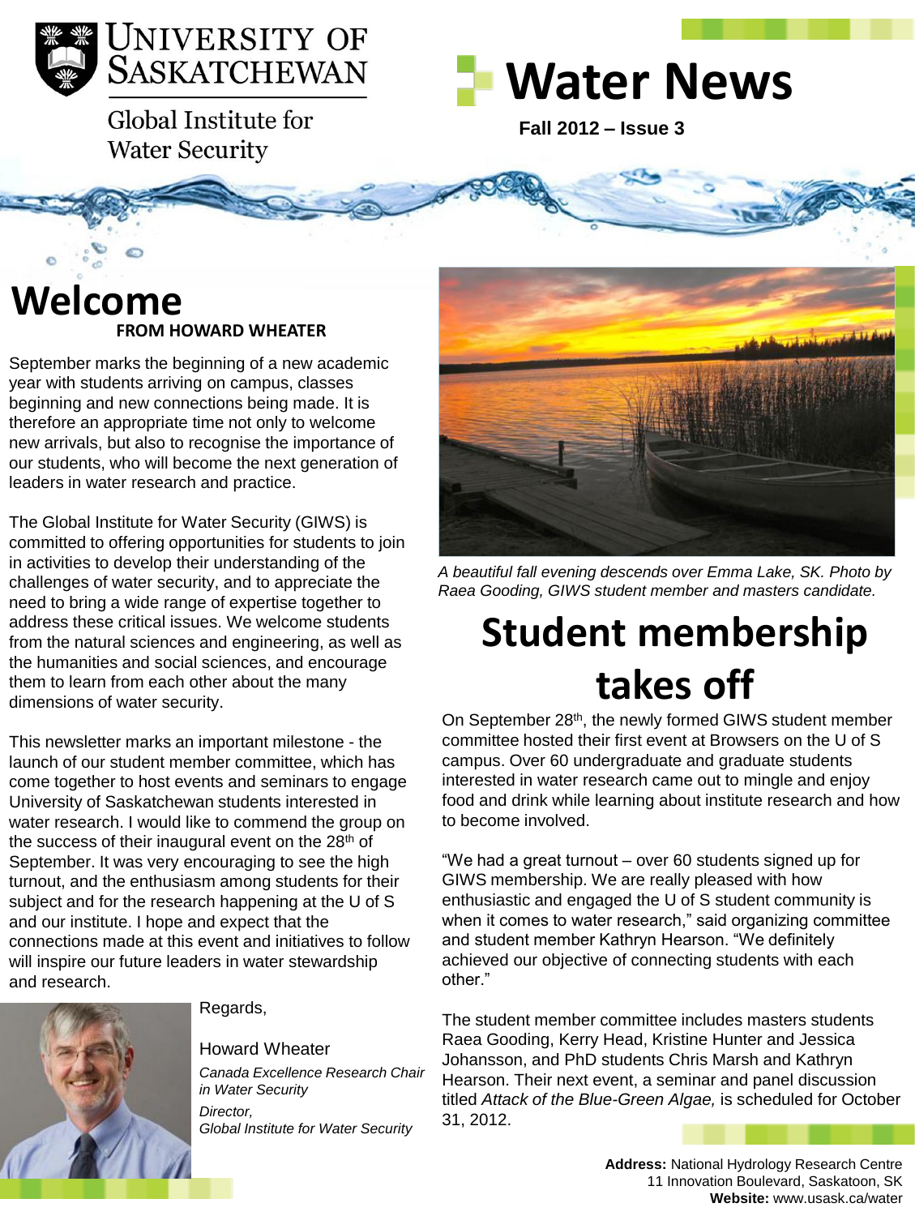University of Saskatchewan

Global Institute for Water Security

# Water News

**Fall 2012 – Issue 3**

## Welcome

**FROM HOWARD WHEATER**

September marks the beginning of a new academic year with students arriving on campus, classes beginning and new connections being made. It is therefore an appropriate time not only to welcome new arrivals, but also to recognise the importance of our students, who will become the next generation of leaders in water research and practice.

The Global Institute for Water Security (GIWS) is committed to offering opportunities for students to join in activities to develop their understanding of the challenges of water security, and to appreciate the need to bring a wide range of expertise together to address these critical issues. We welcome students from the natural sciences and engineering, as well as the humanities and social sciences, and encourage them to learn from each other about the many dimensions of water security.

This newsletter marks an important milestone - the launch of our student member committee, which has come together to host events and seminars to engage University of Saskatchewan students interested in water research. I would like to commend the group on the success of their inaugural event on the 28th of September. It was very encouraging to see the high turnout, and the enthusiasm among students for their subject and for the research happening at the U of S and our institute. I hope and expect that the connections made at this event and initiatives to follow will inspire our future leaders in water stewardship and research.

Regards,

Howard Wheater

*Canada Excellence Research Chair in Water Security*

*Director,*
*Global Institute for Water Security*

*A beautiful fall evening descends over Emma Lake, SK. Photo by Raea Gooding, GIWS student member and masters candidate.*

## Student membership takes off

On September 28th, the newly formed GIWS student member committee hosted their first event at Browsers on the U of S campus. Over 60 undergraduate and graduate students interested in water research came out to mingle and enjoy food and drink while learning about institute research and how to become involved.

"We had a great turnout – over 60 students signed up for GIWS membership. We are really pleased with how enthusiastic and engaged the U of S student community is when it comes to water research," said organizing committee and student member Kathryn Hearson. "We definitely achieved our objective of connecting students with each other."

The student member committee includes masters students Raea Gooding, Kerry Head, Kristine Hunter and Jessica Johansson, and PhD students Chris Marsh and Kathryn Hearson. Their next event, a seminar and panel discussion titled *Attack of the Blue-Green Algae,* is scheduled for October 31, 2012.

**Address:** National Hydrology Research Centre
11 Innovation Boulevard, Saskatoon, SK
**Website:** www.usask.ca/water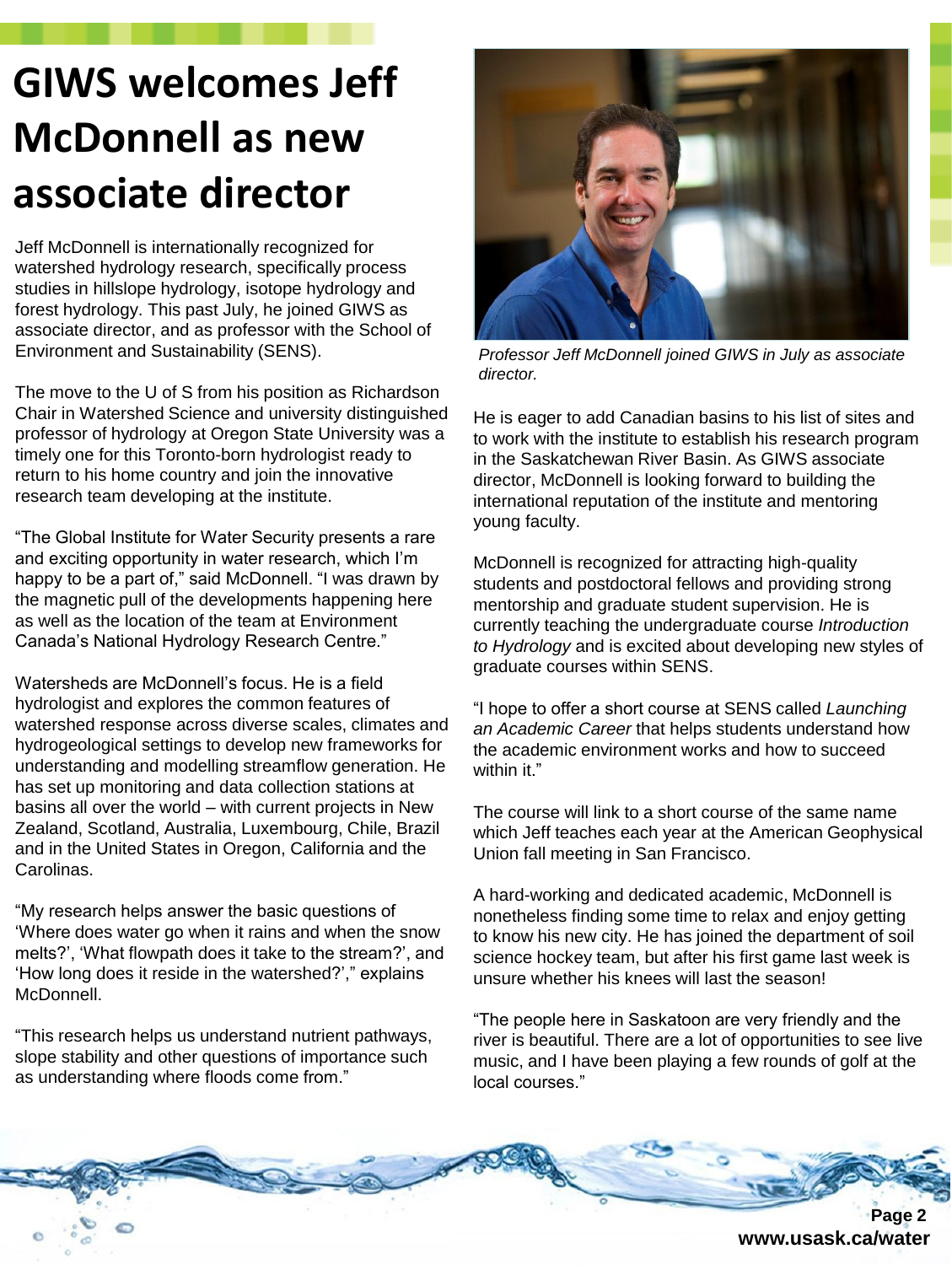# GIWS welcomes Jeff McDonnell as new associate director

Jeff McDonnell is internationally recognized for watershed hydrology research, specifically process studies in hillslope hydrology, isotope hydrology and forest hydrology. This past July, he joined GIWS as associate director, and as professor with the School of Environment and Sustainability (SENS).

The move to the U of S from his position as Richardson Chair in Watershed Science and university distinguished professor of hydrology at Oregon State University was a timely one for this Toronto-born hydrologist ready to return to his home country and join the innovative research team developing at the institute.

"The Global Institute for Water Security presents a rare and exciting opportunity in water research, which I'm happy to be a part of," said McDonnell. "I was drawn by the magnetic pull of the developments happening here as well as the location of the team at Environment Canada's National Hydrology Research Centre."

Watersheds are McDonnell's focus. He is a field hydrologist and explores the common features of watershed response across diverse scales, climates and hydrogeological settings to develop new frameworks for understanding and modelling streamflow generation. He has set up monitoring and data collection stations at basins all over the world – with current projects in New Zealand, Scotland, Australia, Luxembourg, Chile, Brazil and in the United States in Oregon, California and the Carolinas.

"My research helps answer the basic questions of 'Where does water go when it rains and when the snow melts?', 'What flowpath does it take to the stream?', and 'How long does it reside in the watershed?'," explains McDonnell.

"This research helps us understand nutrient pathways, slope stability and other questions of importance such as understanding where floods come from."

*Professor Jeff McDonnell joined GIWS in July as associate director.*

He is eager to add Canadian basins to his list of sites and to work with the institute to establish his research program in the Saskatchewan River Basin. As GIWS associate director, McDonnell is looking forward to building the international reputation of the institute and mentoring young faculty.

McDonnell is recognized for attracting high-quality students and postdoctoral fellows and providing strong mentorship and graduate student supervision. He is currently teaching the undergraduate course *Introduction to Hydrology* and is excited about developing new styles of graduate courses within SENS.

"I hope to offer a short course at SENS called *Launching an Academic Career* that helps students understand how the academic environment works and how to succeed within it."

The course will link to a short course of the same name which Jeff teaches each year at the American Geophysical Union fall meeting in San Francisco.

A hard-working and dedicated academic, McDonnell is nonetheless finding some time to relax and enjoy getting to know his new city. He has joined the department of soil science hockey team, but after his first game last week is unsure whether his knees will last the season!

"The people here in Saskatoon are very friendly and the river is beautiful. There are a lot of opportunities to see live music, and I have been playing a few rounds of golf at the local courses."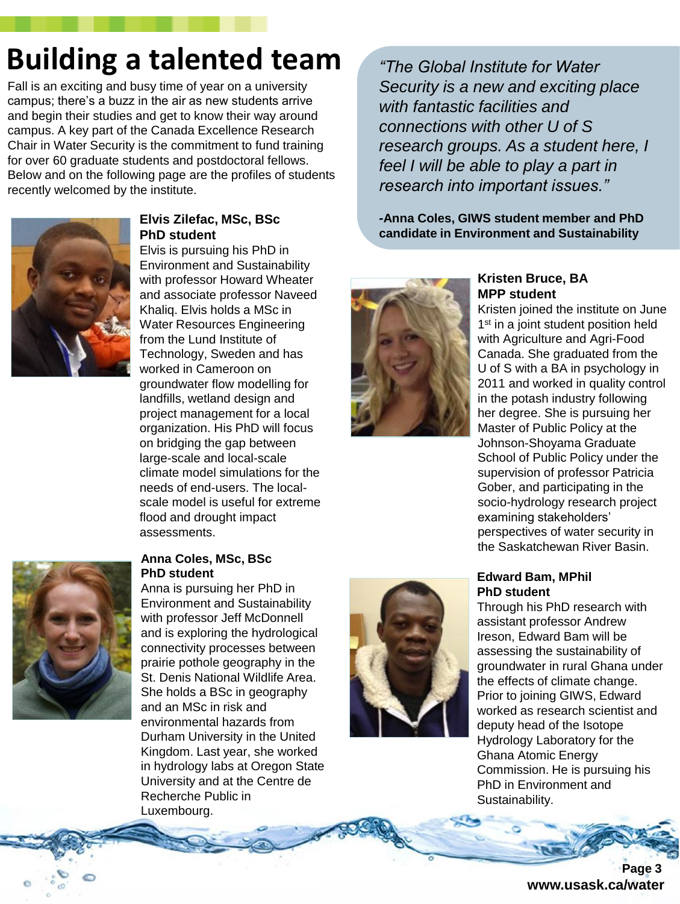# Building a talented team

Fall is an exciting and busy time of year on a university campus; there's a buzz in the air as new students arrive and begin their studies and get to know their way around campus. A key part of the Canada Excellence Research Chair in Water Security is the commitment to fund training for over 60 graduate students and postdoctoral fellows. Below and on the following page are the profiles of students recently welcomed by the institute.

*"The Global Institute for Water Security is a new and exciting place with fantastic facilities and connections with other U of S research groups. As a student here, I feel I will be able to play a part in research into important issues."*

**-Anna Coles, GIWS student member and PhD candidate in Environment and Sustainability**

**Elvis Zilefac, MSc, BSc**
**PhD student**

Elvis is pursuing his PhD in Environment and Sustainability with professor Howard Wheater and associate professor Naveed Khaliq. Elvis holds a MSc in Water Resources Engineering from the Lund Institute of Technology, Sweden and has worked in Cameroon on groundwater flow modelling for landfills, wetland design and project management for a local organization. His PhD will focus on bridging the gap between large-scale and local-scale climate model simulations for the needs of end-users. The local-scale model is useful for extreme flood and drought impact assessments.

**Anna Coles, MSc, BSc**
**PhD student**

Anna is pursuing her PhD in Environment and Sustainability with professor Jeff McDonnell and is exploring the hydrological connectivity processes between prairie pothole geography in the St. Denis National Wildlife Area. She holds a BSc in geography and an MSc in risk and environmental hazards from Durham University in the United Kingdom. Last year, she worked in hydrology labs at Oregon State University and at the Centre de Recherche Public in Luxembourg.

**Kristen Bruce, BA**
**MPP student**

Kristen joined the institute on June 1st in a joint student position held with Agriculture and Agri-Food Canada. She graduated from the U of S with a BA in psychology in 2011 and worked in quality control in the potash industry following her degree. She is pursuing her Master of Public Policy at the Johnson-Shoyama Graduate School of Public Policy under the supervision of professor Patricia Gober, and participating in the socio-hydrology research project examining stakeholders' perspectives of water security in the Saskatchewan River Basin.

**Edward Bam, MPhil**
**PhD student**

Through his PhD research with assistant professor Andrew Ireson, Edward Bam will be assessing the sustainability of groundwater in rural Ghana under the effects of climate change. Prior to joining GIWS, Edward worked as research scientist and deputy head of the Isotope Hydrology Laboratory for the Ghana Atomic Energy Commission. He is pursuing his PhD in Environment and Sustainability.

www.usask.ca/water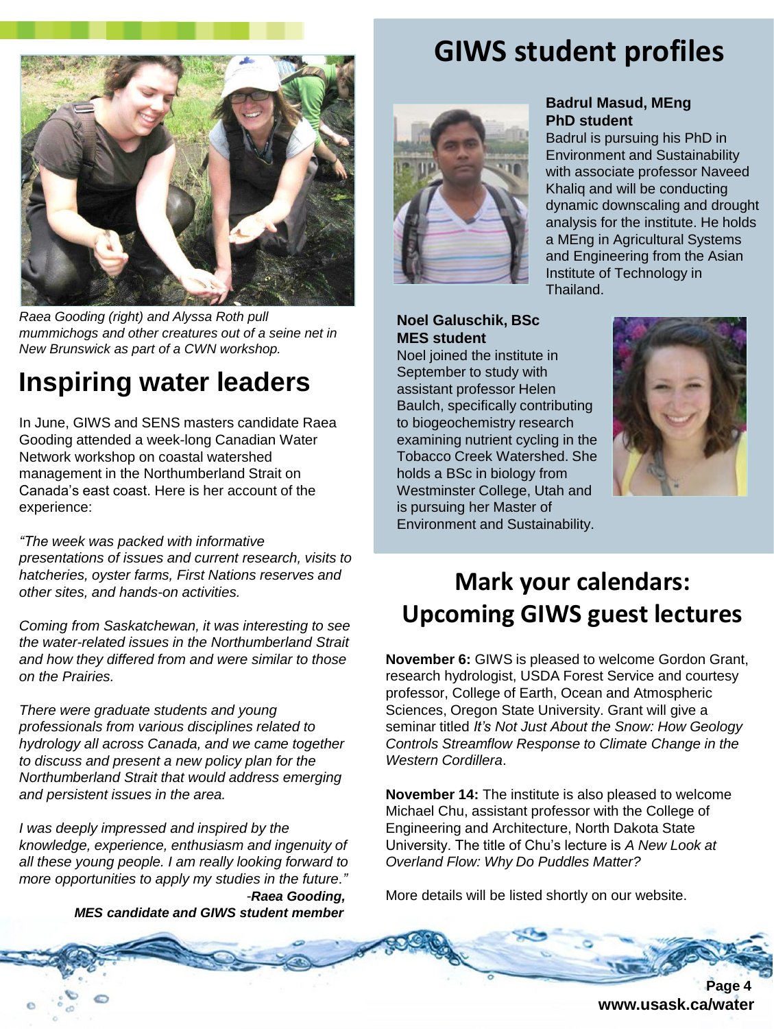*Raea Gooding (right) and Alyssa Roth pull mummichogs and other creatures out of a seine net in New Brunswick as part of a CWN workshop.*

# Inspiring water leaders

In June, GIWS and SENS masters candidate Raea Gooding attended a week-long Canadian Water Network workshop on coastal watershed management in the Northumberland Strait on Canada's east coast. Here is her account of the experience:

*"The week was packed with informative presentations of issues and current research, visits to hatcheries, oyster farms, First Nations reserves and other sites, and hands-on activities.*

*Coming from Saskatchewan, it was interesting to see the water-related issues in the Northumberland Strait and how they differed from and were similar to those on the Prairies.*

*There were graduate students and young professionals from various disciplines related to hydrology all across Canada, and we came together to discuss and present a new policy plan for the Northumberland Strait that would address emerging and persistent issues in the area.*

*I was deeply impressed and inspired by the knowledge, experience, enthusiasm and ingenuity of all these young people. I am really looking forward to more opportunities to apply my studies in the future."*

-***Raea Gooding, MES candidate and GIWS student member***

# GIWS student profiles

**Badrul Masud, MEng PhD student**

Badrul is pursuing his PhD in Environment and Sustainability with associate professor Naveed Khaliq and will be conducting dynamic downscaling and drought analysis for the institute. He holds a MEng in Agricultural Systems and Engineering from the Asian Institute of Technology in Thailand.

**Noel Galuschik, BSc MES student**

Noel joined the institute in September to study with assistant professor Helen Baulch, specifically contributing to biogeochemistry research examining nutrient cycling in the Tobacco Creek Watershed. She holds a BSc in biology from Westminster College, Utah and is pursuing her Master of Environment and Sustainability.

# Mark your calendars: Upcoming GIWS guest lectures

**November 6:** GIWS is pleased to welcome Gordon Grant, research hydrologist, USDA Forest Service and courtesy professor, College of Earth, Ocean and Atmospheric Sciences, Oregon State University. Grant will give a seminar titled *It's Not Just About the Snow: How Geology Controls Streamflow Response to Climate Change in the Western Cordillera*.

**November 14:** The institute is also pleased to welcome Michael Chu, assistant professor with the College of Engineering and Architecture, North Dakota State University. The title of Chu's lecture is *A New Look at Overland Flow: Why Do Puddles Matter?*

More details will be listed shortly on our website.

**www.usask.ca/water**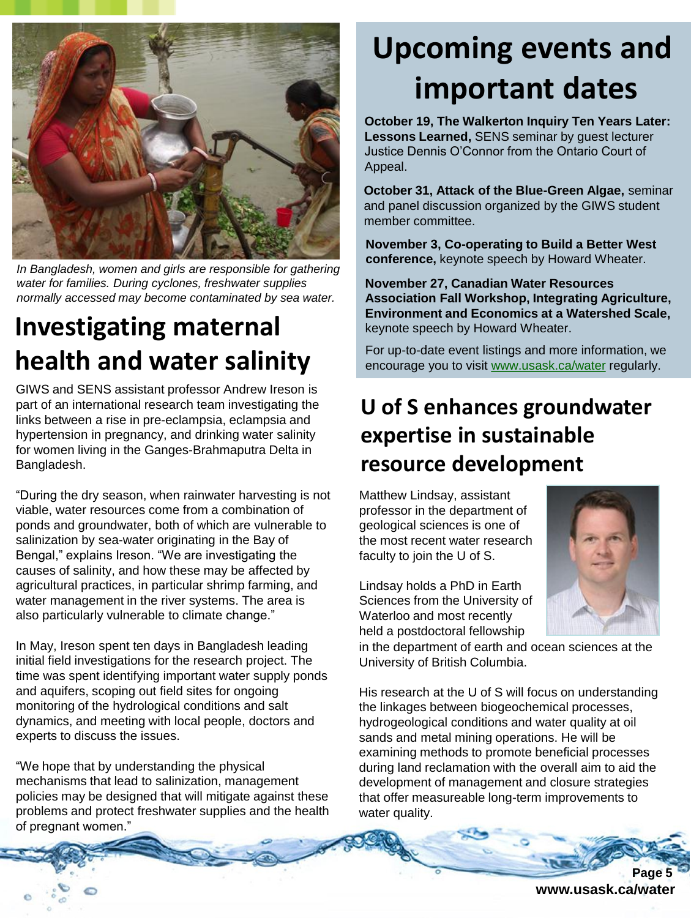*In Bangladesh, women and girls are responsible for gathering water for families. During cyclones, freshwater supplies normally accessed may become contaminated by sea water.*

# Investigating maternal health and water salinity

GIWS and SENS assistant professor Andrew Ireson is part of an international research team investigating the links between a rise in pre-eclampsia, eclampsia and hypertension in pregnancy, and drinking water salinity for women living in the Ganges-Brahmaputra Delta in Bangladesh.

"During the dry season, when rainwater harvesting is not viable, water resources come from a combination of ponds and groundwater, both of which are vulnerable to salinization by sea-water originating in the Bay of Bengal," explains Ireson. "We are investigating the causes of salinity, and how these may be affected by agricultural practices, in particular shrimp farming, and water management in the river systems. The area is also particularly vulnerable to climate change."

In May, Ireson spent ten days in Bangladesh leading initial field investigations for the research project. The time was spent identifying important water supply ponds and aquifers, scoping out field sites for ongoing monitoring of the hydrological conditions and salt dynamics, and meeting with local people, doctors and experts to discuss the issues.

"We hope that by understanding the physical mechanisms that lead to salinization, management policies may be designed that will mitigate against these problems and protect freshwater supplies and the health of pregnant women."

# Upcoming events and important dates

**October 19, The Walkerton Inquiry Ten Years Later: Lessons Learned,** SENS seminar by guest lecturer Justice Dennis O'Connor from the Ontario Court of Appeal.

**October 31, Attack of the Blue-Green Algae,** seminar and panel discussion organized by the GIWS student member committee.

**November 3, Co-operating to Build a Better West conference,** keynote speech by Howard Wheater.

**November 27, Canadian Water Resources Association Fall Workshop, Integrating Agriculture, Environment and Economics at a Watershed Scale,** keynote speech by Howard Wheater.

For up-to-date event listings and more information, we encourage you to visit www.usask.ca/water regularly.

# U of S enhances groundwater expertise in sustainable resource development

Matthew Lindsay, assistant professor in the department of geological sciences is one of the most recent water research faculty to join the U of S.

Lindsay holds a PhD in Earth Sciences from the University of Waterloo and most recently held a postdoctoral fellowship in the department of earth and ocean sciences at the University of British Columbia.

His research at the U of S will focus on understanding the linkages between biogeochemical processes, hydrogeological conditions and water quality at oil sands and metal mining operations. He will be examining methods to promote beneficial processes during land reclamation with the overall aim to aid the development of management and closure strategies that offer measureable long-term improvements to water quality.